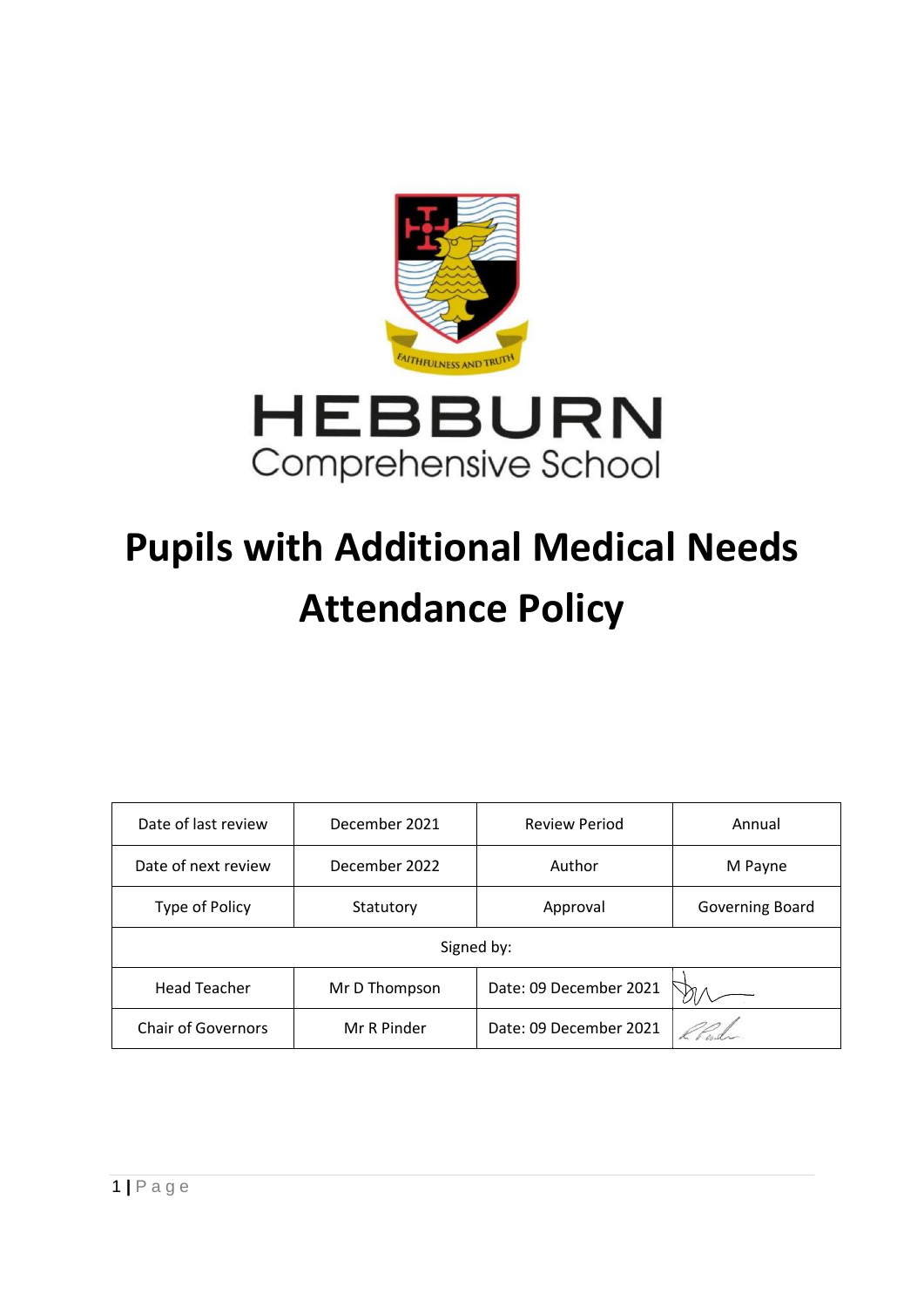HEBBURN
Comprehensive School

# Pupils with Additional Medical Needs Attendance Policy

| Date of last review | December 2021 | Review Period | Annual |
|---|---|---|---|
| Date of next review | December 2022 | Author | M Payne |
| Type of Policy | Statutory | Approval | Governing Board |
| Signed by: | | | |
| Head Teacher | Mr D Thompson | Date: 09 December 2021 | |
| Chair of Governors | Mr R Pinder | Date: 09 December 2021 | |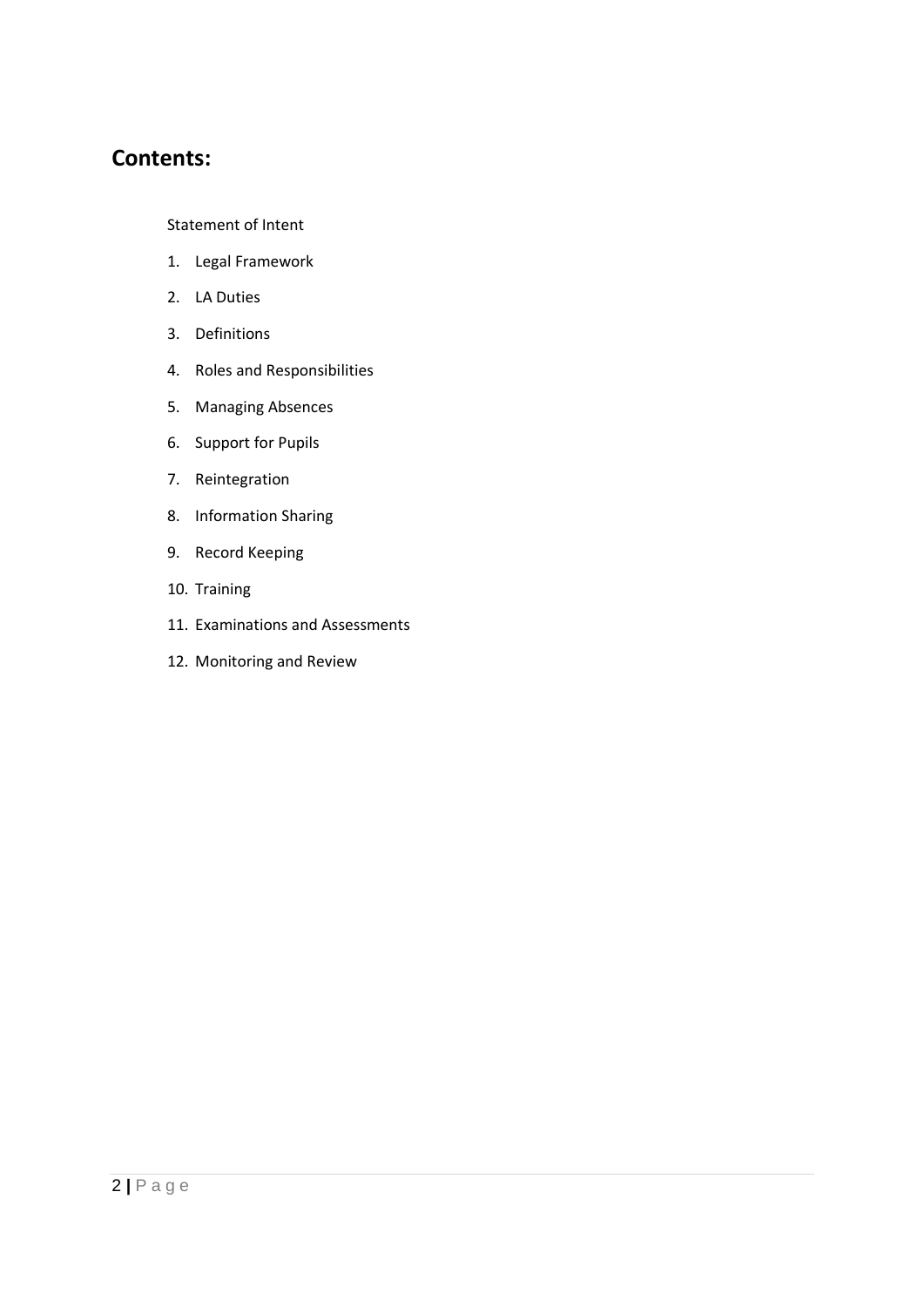## Contents:

Statement of Intent

1. Legal Framework
2. LA Duties
3. Definitions
4. Roles and Responsibilities
5. Managing Absences
6. Support for Pupils
7. Reintegration
8. Information Sharing
9. Record Keeping
10. Training
11. Examinations and Assessments
12. Monitoring and Review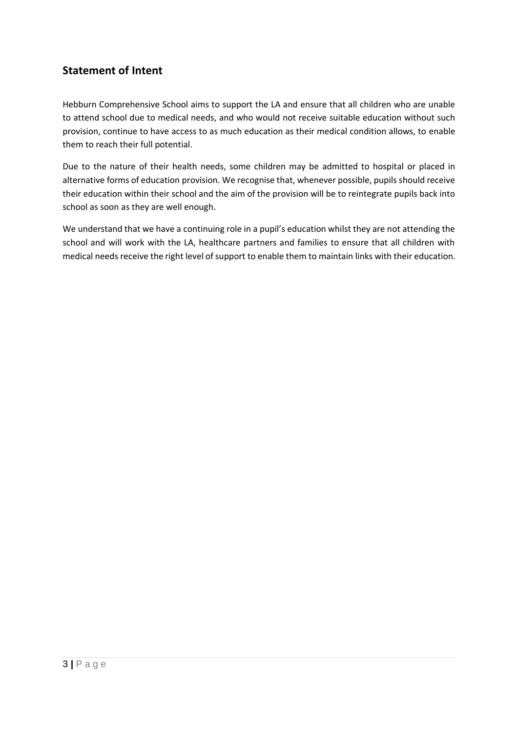## Statement of Intent

Hebburn Comprehensive School aims to support the LA and ensure that all children who are unable to attend school due to medical needs, and who would not receive suitable education without such provision, continue to have access to as much education as their medical condition allows, to enable them to reach their full potential.

Due to the nature of their health needs, some children may be admitted to hospital or placed in alternative forms of education provision. We recognise that, whenever possible, pupils should receive their education within their school and the aim of the provision will be to reintegrate pupils back into school as soon as they are well enough.

We understand that we have a continuing role in a pupil's education whilst they are not attending the school and will work with the LA, healthcare partners and families to ensure that all children with medical needs receive the right level of support to enable them to maintain links with their education.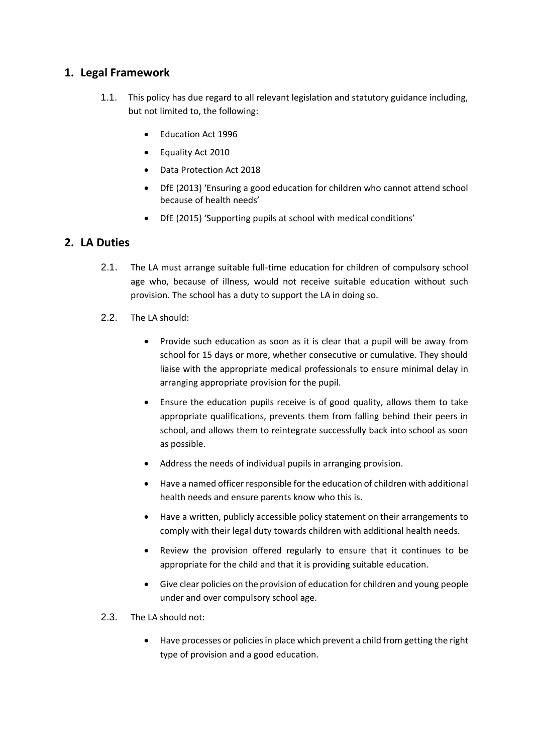## 1. Legal Framework

1.1. This policy has due regard to all relevant legislation and statutory guidance including, but not limited to, the following:

- Education Act 1996
- Equality Act 2010
- Data Protection Act 2018
- DfE (2013) 'Ensuring a good education for children who cannot attend school because of health needs'
- DfE (2015) 'Supporting pupils at school with medical conditions'

## 2. LA Duties

2.1. The LA must arrange suitable full-time education for children of compulsory school age who, because of illness, would not receive suitable education without such provision. The school has a duty to support the LA in doing so.

2.2. The LA should:

- Provide such education as soon as it is clear that a pupil will be away from school for 15 days or more, whether consecutive or cumulative. They should liaise with the appropriate medical professionals to ensure minimal delay in arranging appropriate provision for the pupil.
- Ensure the education pupils receive is of good quality, allows them to take appropriate qualifications, prevents them from falling behind their peers in school, and allows them to reintegrate successfully back into school as soon as possible.
- Address the needs of individual pupils in arranging provision.
- Have a named officer responsible for the education of children with additional health needs and ensure parents know who this is.
- Have a written, publicly accessible policy statement on their arrangements to comply with their legal duty towards children with additional health needs.
- Review the provision offered regularly to ensure that it continues to be appropriate for the child and that it is providing suitable education.
- Give clear policies on the provision of education for children and young people under and over compulsory school age.

2.3. The LA should not:

- Have processes or policies in place which prevent a child from getting the right type of provision and a good education.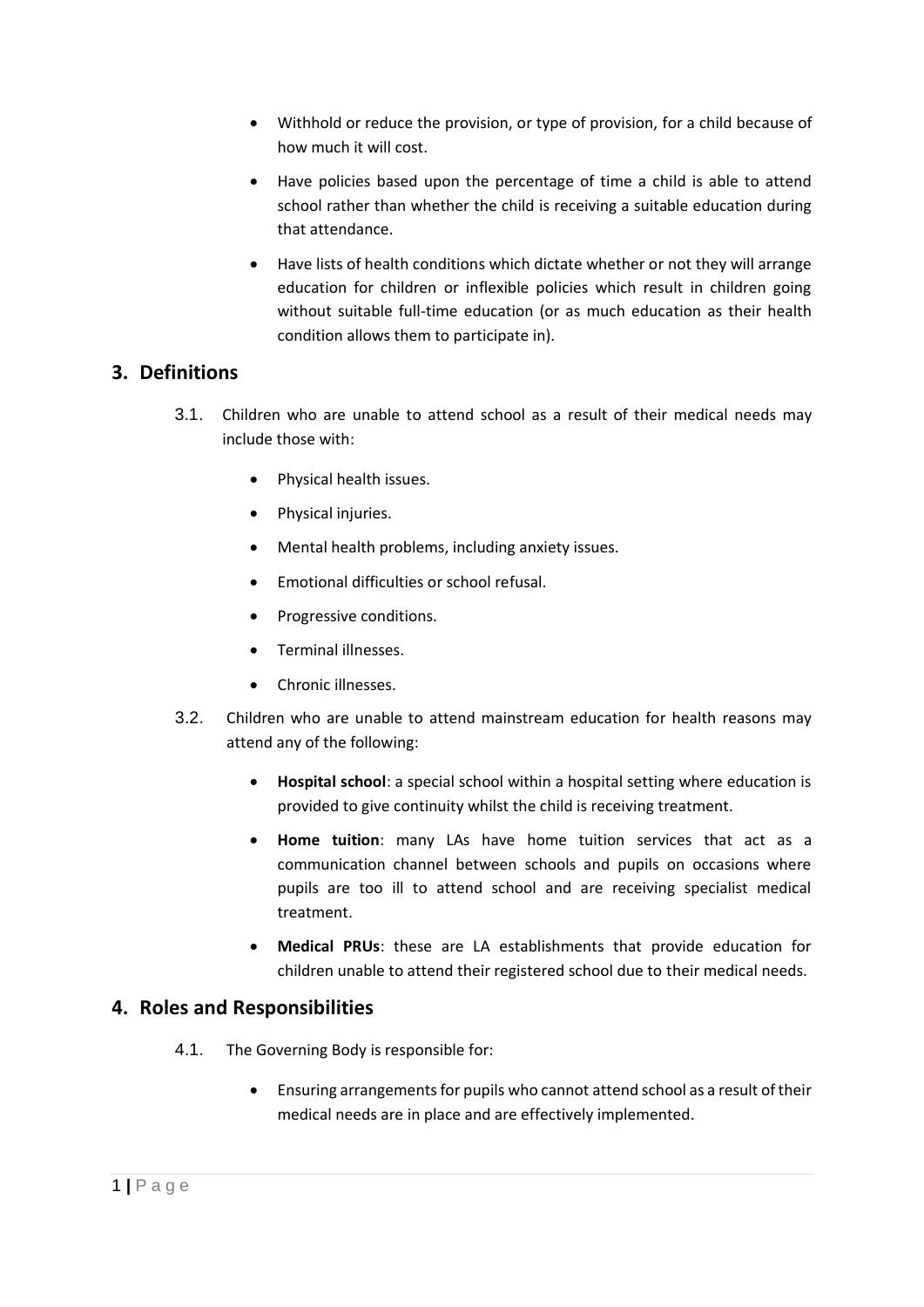- Withhold or reduce the provision, or type of provision, for a child because of how much it will cost.
- Have policies based upon the percentage of time a child is able to attend school rather than whether the child is receiving a suitable education during that attendance.
- Have lists of health conditions which dictate whether or not they will arrange education for children or inflexible policies which result in children going without suitable full-time education (or as much education as their health condition allows them to participate in).

## 3. Definitions

3.1. Children who are unable to attend school as a result of their medical needs may include those with:

- Physical health issues.
- Physical injuries.
- Mental health problems, including anxiety issues.
- Emotional difficulties or school refusal.
- Progressive conditions.
- Terminal illnesses.
- Chronic illnesses.

3.2. Children who are unable to attend mainstream education for health reasons may attend any of the following:

- **Hospital school**: a special school within a hospital setting where education is provided to give continuity whilst the child is receiving treatment.
- **Home tuition**: many LAs have home tuition services that act as a communication channel between schools and pupils on occasions where pupils are too ill to attend school and are receiving specialist medical treatment.
- **Medical PRUs**: these are LA establishments that provide education for children unable to attend their registered school due to their medical needs.

## 4. Roles and Responsibilities

4.1. The Governing Body is responsible for:

- Ensuring arrangements for pupils who cannot attend school as a result of their medical needs are in place and are effectively implemented.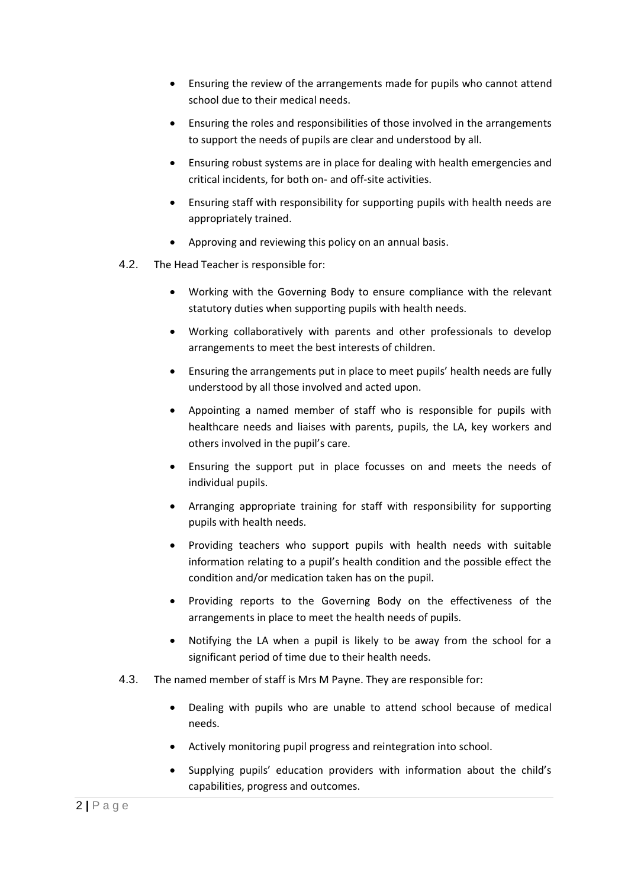- Ensuring the review of the arrangements made for pupils who cannot attend school due to their medical needs.
- Ensuring the roles and responsibilities of those involved in the arrangements to support the needs of pupils are clear and understood by all.
- Ensuring robust systems are in place for dealing with health emergencies and critical incidents, for both on- and off-site activities.
- Ensuring staff with responsibility for supporting pupils with health needs are appropriately trained.
- Approving and reviewing this policy on an annual basis.

4.2. The Head Teacher is responsible for:

- Working with the Governing Body to ensure compliance with the relevant statutory duties when supporting pupils with health needs.
- Working collaboratively with parents and other professionals to develop arrangements to meet the best interests of children.
- Ensuring the arrangements put in place to meet pupils' health needs are fully understood by all those involved and acted upon.
- Appointing a named member of staff who is responsible for pupils with healthcare needs and liaises with parents, pupils, the LA, key workers and others involved in the pupil's care.
- Ensuring the support put in place focusses on and meets the needs of individual pupils.
- Arranging appropriate training for staff with responsibility for supporting pupils with health needs.
- Providing teachers who support pupils with health needs with suitable information relating to a pupil's health condition and the possible effect the condition and/or medication taken has on the pupil.
- Providing reports to the Governing Body on the effectiveness of the arrangements in place to meet the health needs of pupils.
- Notifying the LA when a pupil is likely to be away from the school for a significant period of time due to their health needs.

4.3. The named member of staff is Mrs M Payne. They are responsible for:

- Dealing with pupils who are unable to attend school because of medical needs.
- Actively monitoring pupil progress and reintegration into school.
- Supplying pupils' education providers with information about the child's capabilities, progress and outcomes.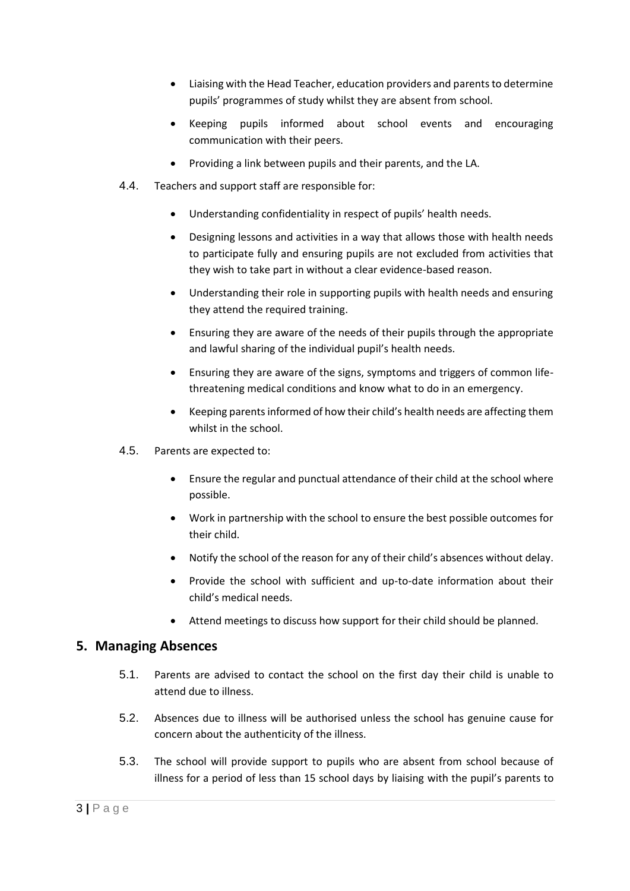- Liaising with the Head Teacher, education providers and parents to determine pupils' programmes of study whilst they are absent from school.
- Keeping pupils informed about school events and encouraging communication with their peers.
- Providing a link between pupils and their parents, and the LA.

4.4. Teachers and support staff are responsible for:

- Understanding confidentiality in respect of pupils' health needs.
- Designing lessons and activities in a way that allows those with health needs to participate fully and ensuring pupils are not excluded from activities that they wish to take part in without a clear evidence-based reason.
- Understanding their role in supporting pupils with health needs and ensuring they attend the required training.
- Ensuring they are aware of the needs of their pupils through the appropriate and lawful sharing of the individual pupil's health needs.
- Ensuring they are aware of the signs, symptoms and triggers of common life-threatening medical conditions and know what to do in an emergency.
- Keeping parents informed of how their child's health needs are affecting them whilst in the school.

4.5. Parents are expected to:

- Ensure the regular and punctual attendance of their child at the school where possible.
- Work in partnership with the school to ensure the best possible outcomes for their child.
- Notify the school of the reason for any of their child's absences without delay.
- Provide the school with sufficient and up-to-date information about their child's medical needs.
- Attend meetings to discuss how support for their child should be planned.

## 5. Managing Absences

5.1. Parents are advised to contact the school on the first day their child is unable to attend due to illness.

5.2. Absences due to illness will be authorised unless the school has genuine cause for concern about the authenticity of the illness.

5.3. The school will provide support to pupils who are absent from school because of illness for a period of less than 15 school days by liaising with the pupil's parents to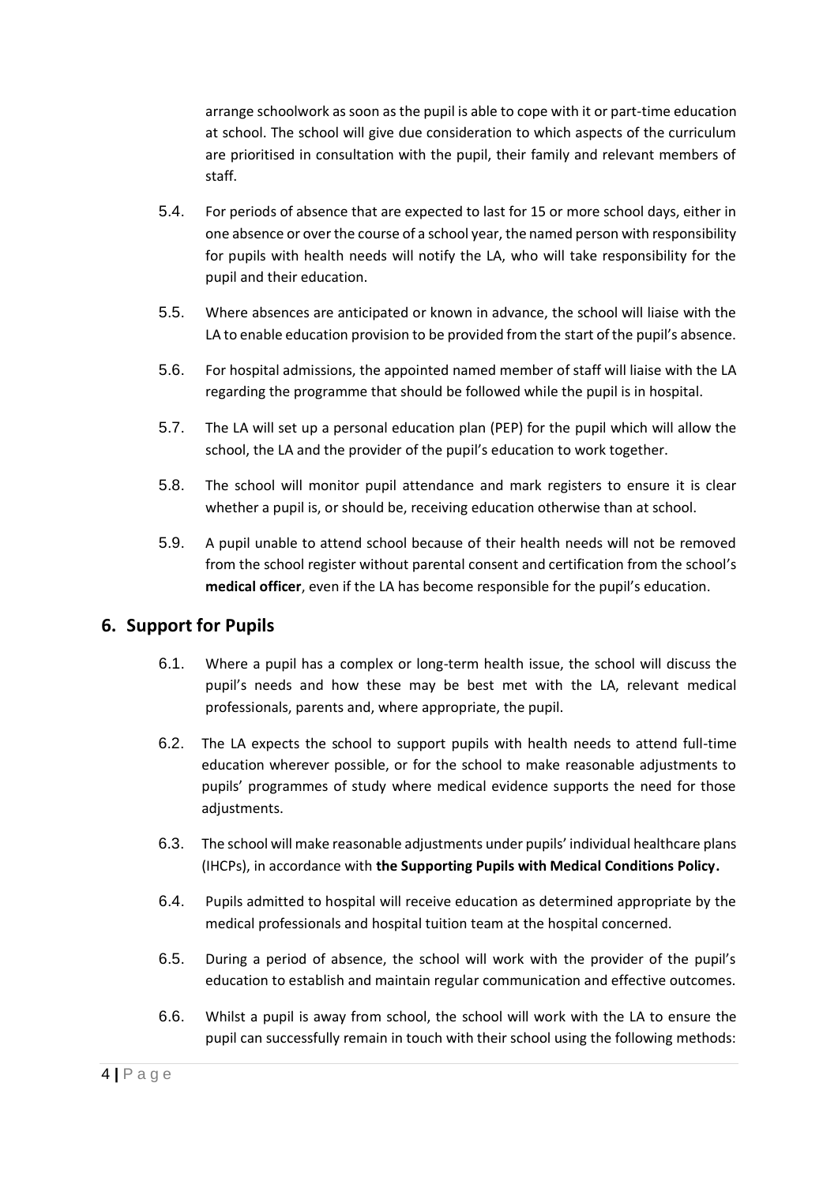arrange schoolwork as soon as the pupil is able to cope with it or part-time education at school. The school will give due consideration to which aspects of the curriculum are prioritised in consultation with the pupil, their family and relevant members of staff.

5.4. For periods of absence that are expected to last for 15 or more school days, either in one absence or over the course of a school year, the named person with responsibility for pupils with health needs will notify the LA, who will take responsibility for the pupil and their education.

5.5. Where absences are anticipated or known in advance, the school will liaise with the LA to enable education provision to be provided from the start of the pupil's absence.

5.6. For hospital admissions, the appointed named member of staff will liaise with the LA regarding the programme that should be followed while the pupil is in hospital.

5.7. The LA will set up a personal education plan (PEP) for the pupil which will allow the school, the LA and the provider of the pupil's education to work together.

5.8. The school will monitor pupil attendance and mark registers to ensure it is clear whether a pupil is, or should be, receiving education otherwise than at school.

5.9. A pupil unable to attend school because of their health needs will not be removed from the school register without parental consent and certification from the school's **medical officer**, even if the LA has become responsible for the pupil's education.

## 6. Support for Pupils

6.1. Where a pupil has a complex or long-term health issue, the school will discuss the pupil's needs and how these may be best met with the LA, relevant medical professionals, parents and, where appropriate, the pupil.

6.2. The LA expects the school to support pupils with health needs to attend full-time education wherever possible, or for the school to make reasonable adjustments to pupils' programmes of study where medical evidence supports the need for those adjustments.

6.3. The school will make reasonable adjustments under pupils' individual healthcare plans (IHCPs), in accordance with **the Supporting Pupils with Medical Conditions Policy.**

6.4. Pupils admitted to hospital will receive education as determined appropriate by the medical professionals and hospital tuition team at the hospital concerned.

6.5. During a period of absence, the school will work with the provider of the pupil's education to establish and maintain regular communication and effective outcomes.

6.6. Whilst a pupil is away from school, the school will work with the LA to ensure the pupil can successfully remain in touch with their school using the following methods: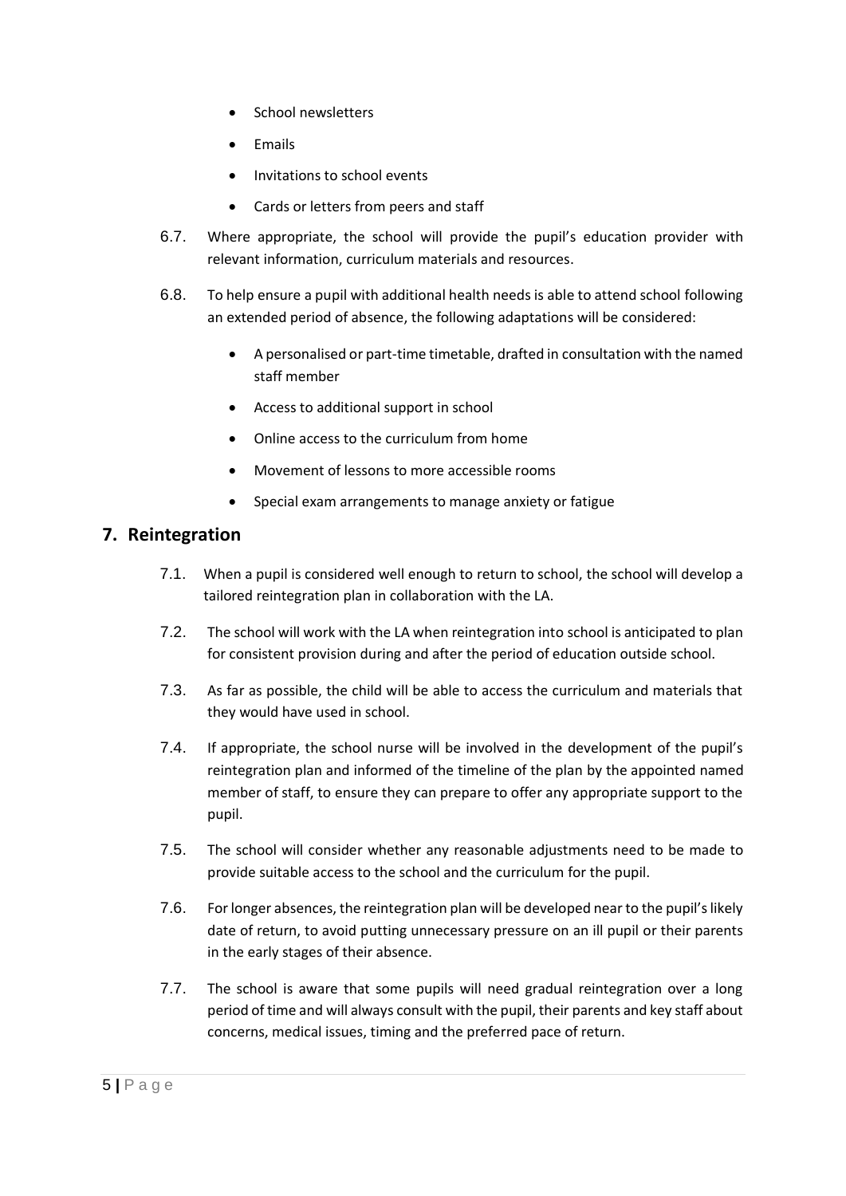- School newsletters
- Emails
- Invitations to school events
- Cards or letters from peers and staff

6.7. Where appropriate, the school will provide the pupil's education provider with relevant information, curriculum materials and resources.

6.8. To help ensure a pupil with additional health needs is able to attend school following an extended period of absence, the following adaptations will be considered:

- A personalised or part-time timetable, drafted in consultation with the named staff member
- Access to additional support in school
- Online access to the curriculum from home
- Movement of lessons to more accessible rooms
- Special exam arrangements to manage anxiety or fatigue

## 7. Reintegration

7.1. When a pupil is considered well enough to return to school, the school will develop a tailored reintegration plan in collaboration with the LA.

7.2. The school will work with the LA when reintegration into school is anticipated to plan for consistent provision during and after the period of education outside school.

7.3. As far as possible, the child will be able to access the curriculum and materials that they would have used in school.

7.4. If appropriate, the school nurse will be involved in the development of the pupil's reintegration plan and informed of the timeline of the plan by the appointed named member of staff, to ensure they can prepare to offer any appropriate support to the pupil.

7.5. The school will consider whether any reasonable adjustments need to be made to provide suitable access to the school and the curriculum for the pupil.

7.6. For longer absences, the reintegration plan will be developed near to the pupil's likely date of return, to avoid putting unnecessary pressure on an ill pupil or their parents in the early stages of their absence.

7.7. The school is aware that some pupils will need gradual reintegration over a long period of time and will always consult with the pupil, their parents and key staff about concerns, medical issues, timing and the preferred pace of return.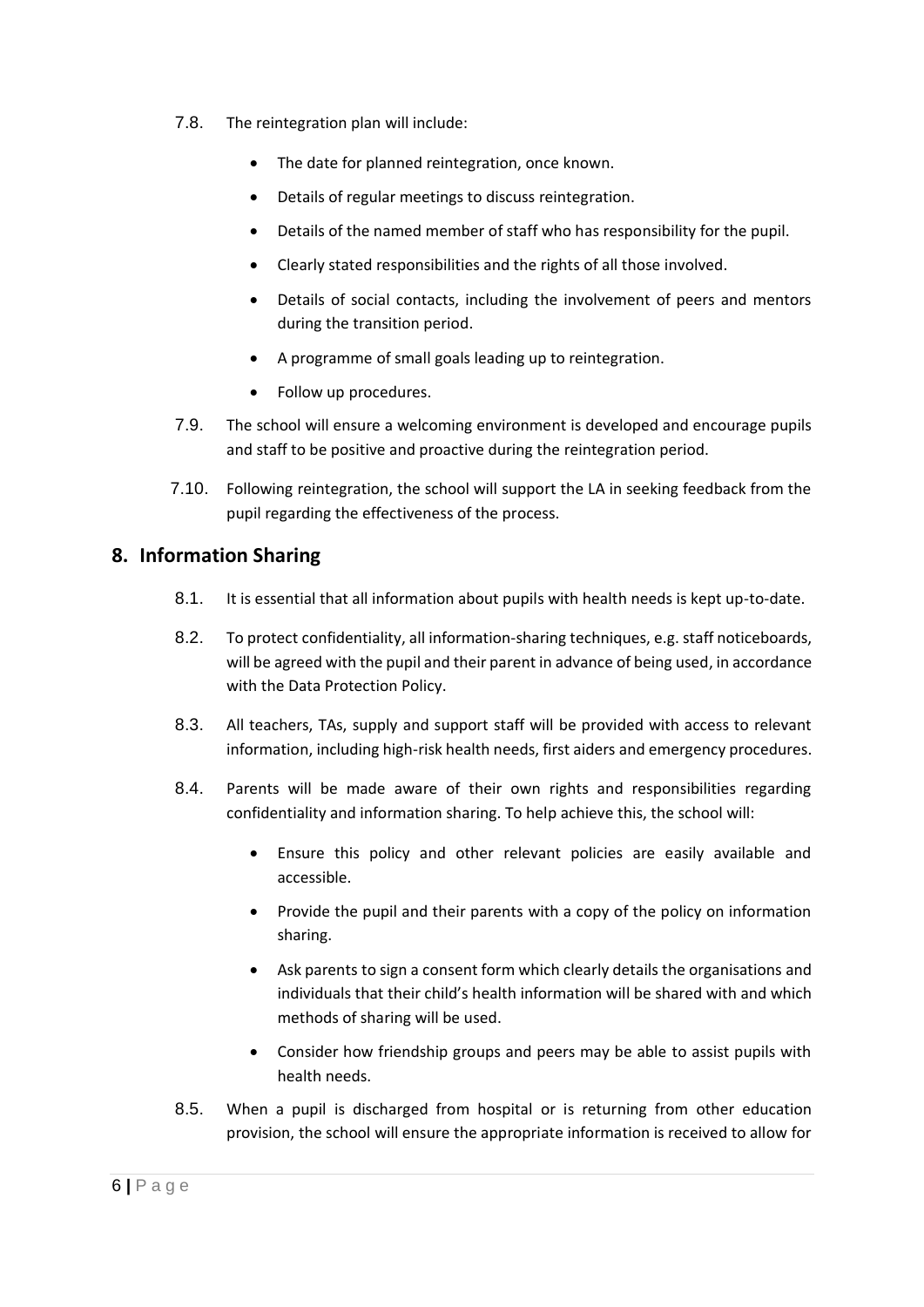7.8. The reintegration plan will include:

- The date for planned reintegration, once known.
- Details of regular meetings to discuss reintegration.
- Details of the named member of staff who has responsibility for the pupil.
- Clearly stated responsibilities and the rights of all those involved.
- Details of social contacts, including the involvement of peers and mentors during the transition period.
- A programme of small goals leading up to reintegration.
- Follow up procedures.

7.9. The school will ensure a welcoming environment is developed and encourage pupils and staff to be positive and proactive during the reintegration period.

7.10. Following reintegration, the school will support the LA in seeking feedback from the pupil regarding the effectiveness of the process.

## 8. Information Sharing

8.1. It is essential that all information about pupils with health needs is kept up-to-date.

8.2. To protect confidentiality, all information-sharing techniques, e.g. staff noticeboards, will be agreed with the pupil and their parent in advance of being used, in accordance with the Data Protection Policy.

8.3. All teachers, TAs, supply and support staff will be provided with access to relevant information, including high-risk health needs, first aiders and emergency procedures.

8.4. Parents will be made aware of their own rights and responsibilities regarding confidentiality and information sharing. To help achieve this, the school will:

- Ensure this policy and other relevant policies are easily available and accessible.
- Provide the pupil and their parents with a copy of the policy on information sharing.
- Ask parents to sign a consent form which clearly details the organisations and individuals that their child's health information will be shared with and which methods of sharing will be used.
- Consider how friendship groups and peers may be able to assist pupils with health needs.

8.5. When a pupil is discharged from hospital or is returning from other education provision, the school will ensure the appropriate information is received to allow for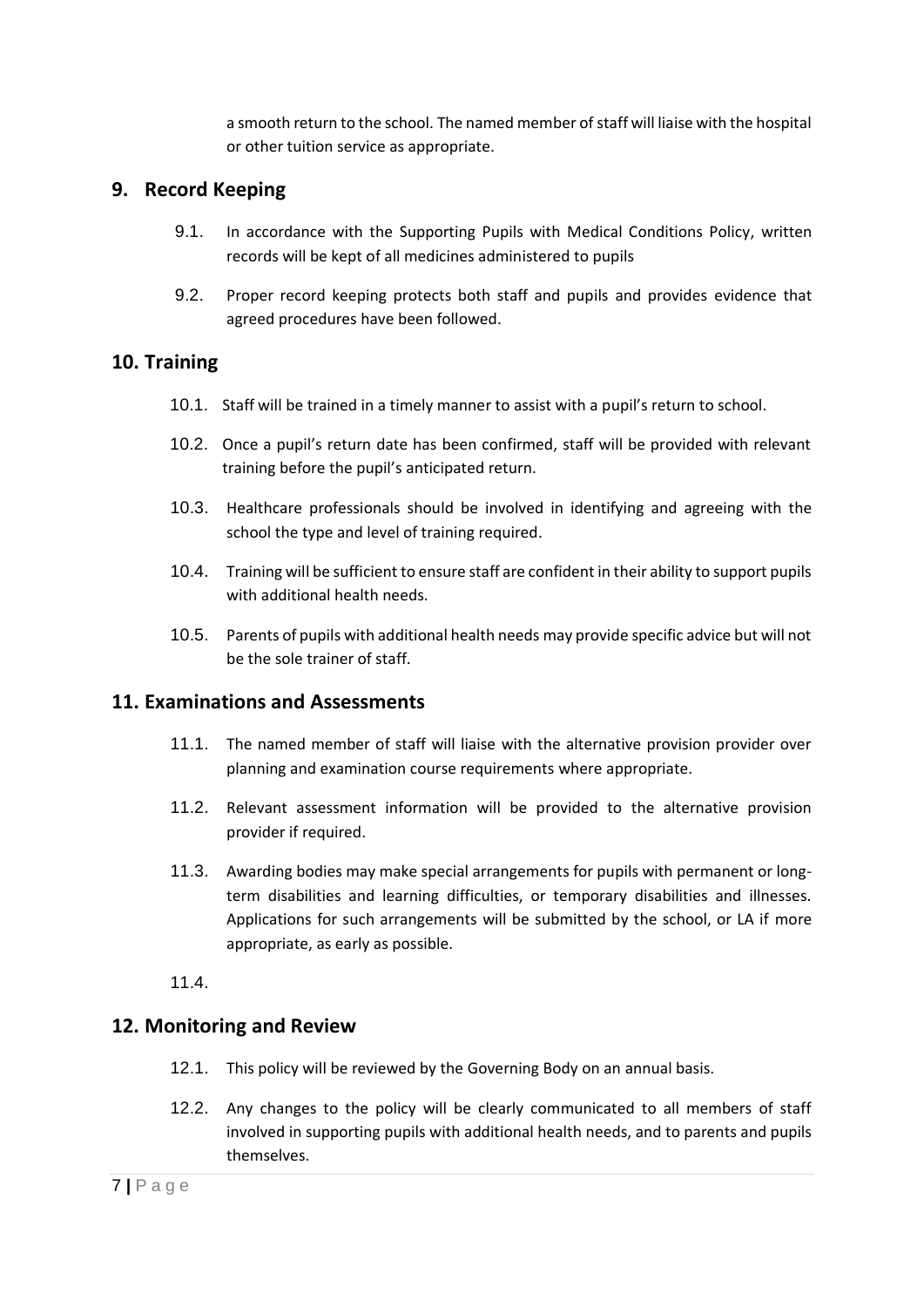a smooth return to the school. The named member of staff will liaise with the hospital or other tuition service as appropriate.

## 9. Record Keeping

9.1. In accordance with the Supporting Pupils with Medical Conditions Policy, written records will be kept of all medicines administered to pupils

9.2. Proper record keeping protects both staff and pupils and provides evidence that agreed procedures have been followed.

## 10. Training

10.1. Staff will be trained in a timely manner to assist with a pupil's return to school.

10.2. Once a pupil's return date has been confirmed, staff will be provided with relevant training before the pupil's anticipated return.

10.3. Healthcare professionals should be involved in identifying and agreeing with the school the type and level of training required.

10.4. Training will be sufficient to ensure staff are confident in their ability to support pupils with additional health needs.

10.5. Parents of pupils with additional health needs may provide specific advice but will not be the sole trainer of staff.

## 11. Examinations and Assessments

11.1. The named member of staff will liaise with the alternative provision provider over planning and examination course requirements where appropriate.

11.2. Relevant assessment information will be provided to the alternative provision provider if required.

11.3. Awarding bodies may make special arrangements for pupils with permanent or long-term disabilities and learning difficulties, or temporary disabilities and illnesses. Applications for such arrangements will be submitted by the school, or LA if more appropriate, as early as possible.

11.4.

## 12. Monitoring and Review

12.1. This policy will be reviewed by the Governing Body on an annual basis.

12.2. Any changes to the policy will be clearly communicated to all members of staff involved in supporting pupils with additional health needs, and to parents and pupils themselves.